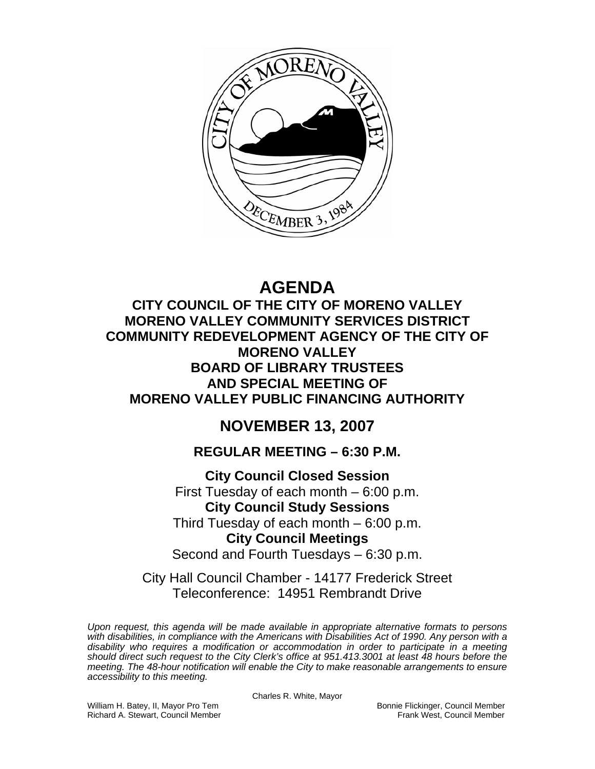# AGENDA

## CITY COUNCIL OF THE CITY OF MORENO VALLEY
## MORENO VALLEY COMMUNITY SERVICES DISTRICT
## COMMUNITY REDEVELOPMENT AGENCY OF THE CITY OF MORENO VALLEY
## BOARD OF LIBRARY TRUSTEES
## AND SPECIAL MEETING OF
## MORENO VALLEY PUBLIC FINANCING AUTHORITY

## NOVEMBER 13, 2007

### REGULAR MEETING – 6:30 P.M.

**City Council Closed Session**
First Tuesday of each month – 6:00 p.m.
**City Council Study Sessions**
Third Tuesday of each month – 6:00 p.m.
**City Council Meetings**
Second and Fourth Tuesdays – 6:30 p.m.

City Hall Council Chamber - 14177 Frederick Street
Teleconference: 14951 Rembrandt Drive

*Upon request, this agenda will be made available in appropriate alternative formats to persons with disabilities, in compliance with the Americans with Disabilities Act of 1990. Any person with a disability who requires a modification or accommodation in order to participate in a meeting should direct such request to the City Clerk's office at 951.413.3001 at least 48 hours before the meeting. The 48-hour notification will enable the City to make reasonable arrangements to ensure accessibility to this meeting.*

Charles R. White, Mayor

William H. Batey, II, Mayor Pro Tem
Richard A. Stewart, Council Member
Bonnie Flickinger, Council Member
Frank West, Council Member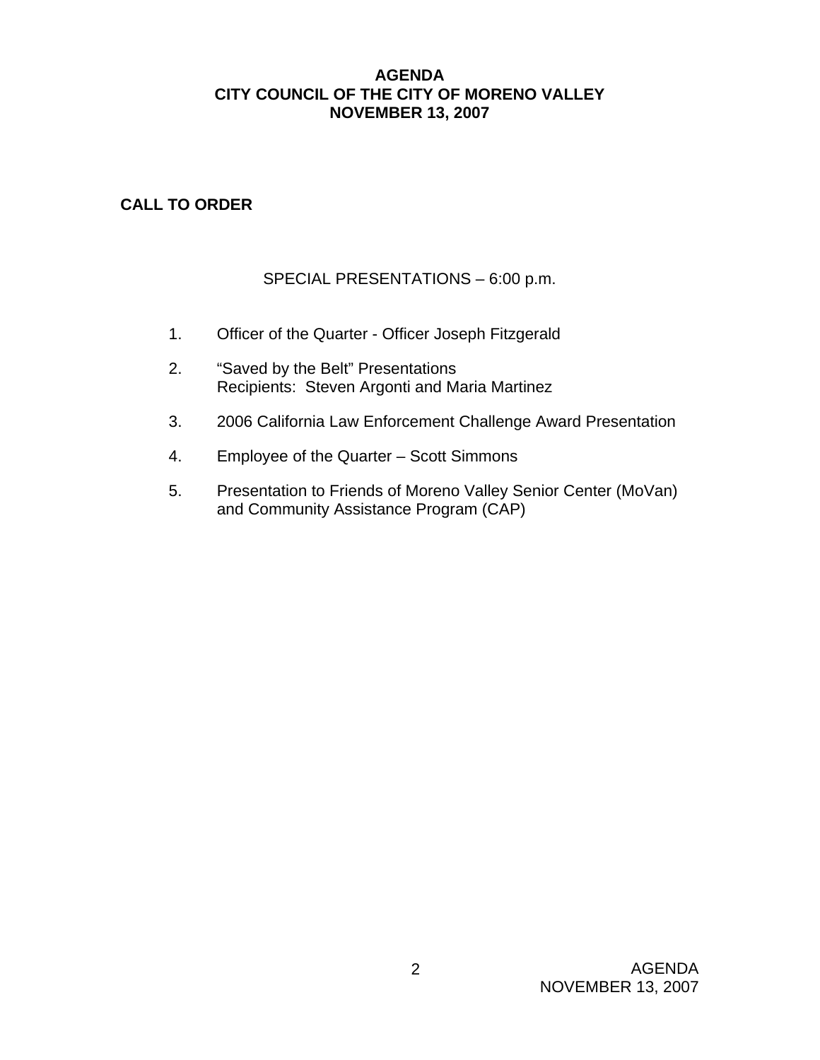# AGENDA
# CITY COUNCIL OF THE CITY OF MORENO VALLEY
# NOVEMBER 13, 2007

**CALL TO ORDER**

SPECIAL PRESENTATIONS – 6:00 p.m.

1. Officer of the Quarter - Officer Joseph Fitzgerald

2. "Saved by the Belt" Presentations
   Recipients: Steven Argonti and Maria Martinez

3. 2006 California Law Enforcement Challenge Award Presentation

4. Employee of the Quarter – Scott Simmons

5. Presentation to Friends of Moreno Valley Senior Center (MoVan) and Community Assistance Program (CAP)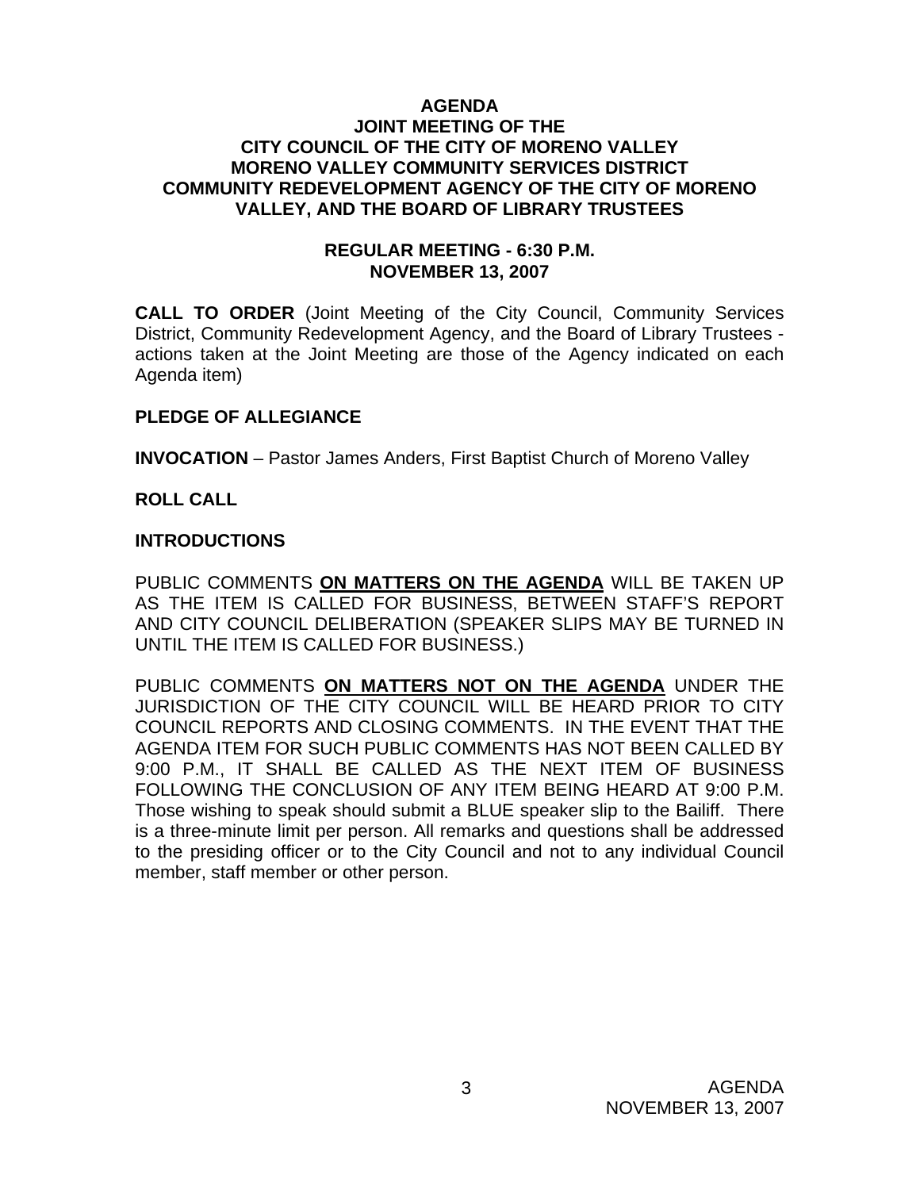**AGENDA**
**JOINT MEETING OF THE**
**CITY COUNCIL OF THE CITY OF MORENO VALLEY**
**MORENO VALLEY COMMUNITY SERVICES DISTRICT**
**COMMUNITY REDEVELOPMENT AGENCY OF THE CITY OF MORENO VALLEY, AND THE BOARD OF LIBRARY TRUSTEES**

**REGULAR MEETING - 6:30 P.M.**
**NOVEMBER 13, 2007**

**CALL TO ORDER** (Joint Meeting of the City Council, Community Services District, Community Redevelopment Agency, and the Board of Library Trustees - actions taken at the Joint Meeting are those of the Agency indicated on each Agenda item)

**PLEDGE OF ALLEGIANCE**

**INVOCATION** – Pastor James Anders, First Baptist Church of Moreno Valley

**ROLL CALL**

**INTRODUCTIONS**

PUBLIC COMMENTS **ON MATTERS ON THE AGENDA** WILL BE TAKEN UP AS THE ITEM IS CALLED FOR BUSINESS, BETWEEN STAFF'S REPORT AND CITY COUNCIL DELIBERATION (SPEAKER SLIPS MAY BE TURNED IN UNTIL THE ITEM IS CALLED FOR BUSINESS.)

PUBLIC COMMENTS **ON MATTERS NOT ON THE AGENDA** UNDER THE JURISDICTION OF THE CITY COUNCIL WILL BE HEARD PRIOR TO CITY COUNCIL REPORTS AND CLOSING COMMENTS. IN THE EVENT THAT THE AGENDA ITEM FOR SUCH PUBLIC COMMENTS HAS NOT BEEN CALLED BY 9:00 P.M., IT SHALL BE CALLED AS THE NEXT ITEM OF BUSINESS FOLLOWING THE CONCLUSION OF ANY ITEM BEING HEARD AT 9:00 P.M. Those wishing to speak should submit a BLUE speaker slip to the Bailiff. There is a three-minute limit per person. All remarks and questions shall be addressed to the presiding officer or to the City Council and not to any individual Council member, staff member or other person.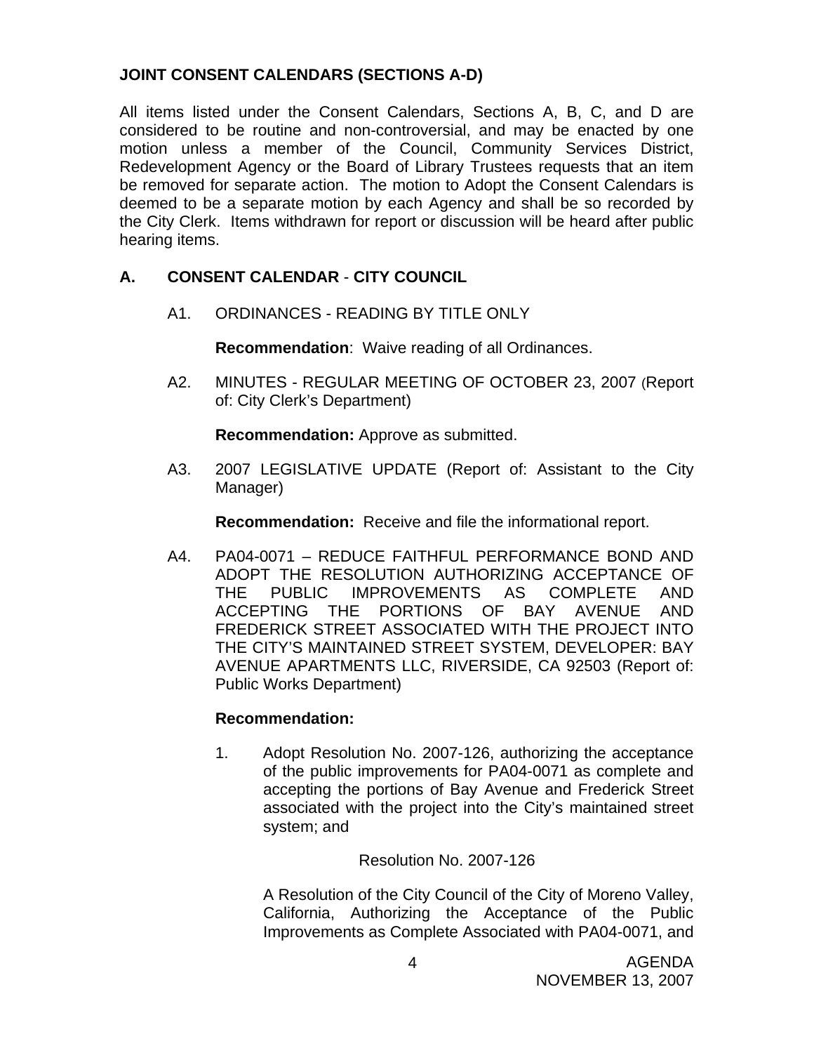**JOINT CONSENT CALENDARS (SECTIONS A-D)**

All items listed under the Consent Calendars, Sections A, B, C, and D are considered to be routine and non-controversial, and may be enacted by one motion unless a member of the Council, Community Services District, Redevelopment Agency or the Board of Library Trustees requests that an item be removed for separate action. The motion to Adopt the Consent Calendars is deemed to be a separate motion by each Agency and shall be so recorded by the City Clerk. Items withdrawn for report or discussion will be heard after public hearing items.

## A. CONSENT CALENDAR - CITY COUNCIL

A1. ORDINANCES - READING BY TITLE ONLY

**Recommendation**: Waive reading of all Ordinances.

A2. MINUTES - REGULAR MEETING OF OCTOBER 23, 2007 (Report of: City Clerk's Department)

**Recommendation:** Approve as submitted.

A3. 2007 LEGISLATIVE UPDATE (Report of: Assistant to the City Manager)

**Recommendation:** Receive and file the informational report.

A4. PA04-0071 – REDUCE FAITHFUL PERFORMANCE BOND AND ADOPT THE RESOLUTION AUTHORIZING ACCEPTANCE OF THE PUBLIC IMPROVEMENTS AS COMPLETE AND ACCEPTING THE PORTIONS OF BAY AVENUE AND FREDERICK STREET ASSOCIATED WITH THE PROJECT INTO THE CITY'S MAINTAINED STREET SYSTEM, DEVELOPER: BAY AVENUE APARTMENTS LLC, RIVERSIDE, CA 92503 (Report of: Public Works Department)

**Recommendation:**

1. Adopt Resolution No. 2007-126, authorizing the acceptance of the public improvements for PA04-0071 as complete and accepting the portions of Bay Avenue and Frederick Street associated with the project into the City's maintained street system; and

Resolution No. 2007-126

A Resolution of the City Council of the City of Moreno Valley, California, Authorizing the Acceptance of the Public Improvements as Complete Associated with PA04-0071, and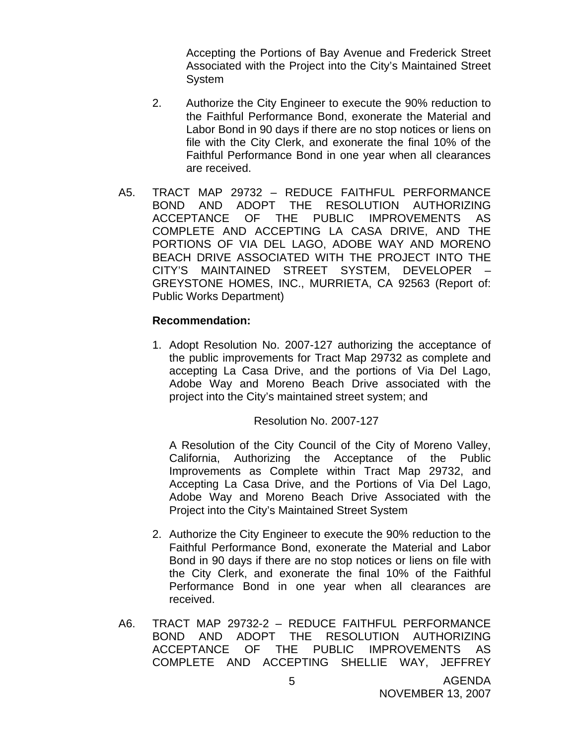Accepting the Portions of Bay Avenue and Frederick Street Associated with the Project into the City's Maintained Street System

2. Authorize the City Engineer to execute the 90% reduction to the Faithful Performance Bond, exonerate the Material and Labor Bond in 90 days if there are no stop notices or liens on file with the City Clerk, and exonerate the final 10% of the Faithful Performance Bond in one year when all clearances are received.

A5. TRACT MAP 29732 – REDUCE FAITHFUL PERFORMANCE BOND AND ADOPT THE RESOLUTION AUTHORIZING ACCEPTANCE OF THE PUBLIC IMPROVEMENTS AS COMPLETE AND ACCEPTING LA CASA DRIVE, AND THE PORTIONS OF VIA DEL LAGO, ADOBE WAY AND MORENO BEACH DRIVE ASSOCIATED WITH THE PROJECT INTO THE CITY'S MAINTAINED STREET SYSTEM, DEVELOPER – GREYSTONE HOMES, INC., MURRIETA, CA 92563 (Report of: Public Works Department)

**Recommendation:**

1. Adopt Resolution No. 2007-127 authorizing the acceptance of the public improvements for Tract Map 29732 as complete and accepting La Casa Drive, and the portions of Via Del Lago, Adobe Way and Moreno Beach Drive associated with the project into the City's maintained street system; and

   Resolution No. 2007-127

   A Resolution of the City Council of the City of Moreno Valley, California, Authorizing the Acceptance of the Public Improvements as Complete within Tract Map 29732, and Accepting La Casa Drive, and the Portions of Via Del Lago, Adobe Way and Moreno Beach Drive Associated with the Project into the City's Maintained Street System

2. Authorize the City Engineer to execute the 90% reduction to the Faithful Performance Bond, exonerate the Material and Labor Bond in 90 days if there are no stop notices or liens on file with the City Clerk, and exonerate the final 10% of the Faithful Performance Bond in one year when all clearances are received.

A6. TRACT MAP 29732-2 – REDUCE FAITHFUL PERFORMANCE BOND AND ADOPT THE RESOLUTION AUTHORIZING ACCEPTANCE OF THE PUBLIC IMPROVEMENTS AS COMPLETE AND ACCEPTING SHELLIE WAY, JEFFREY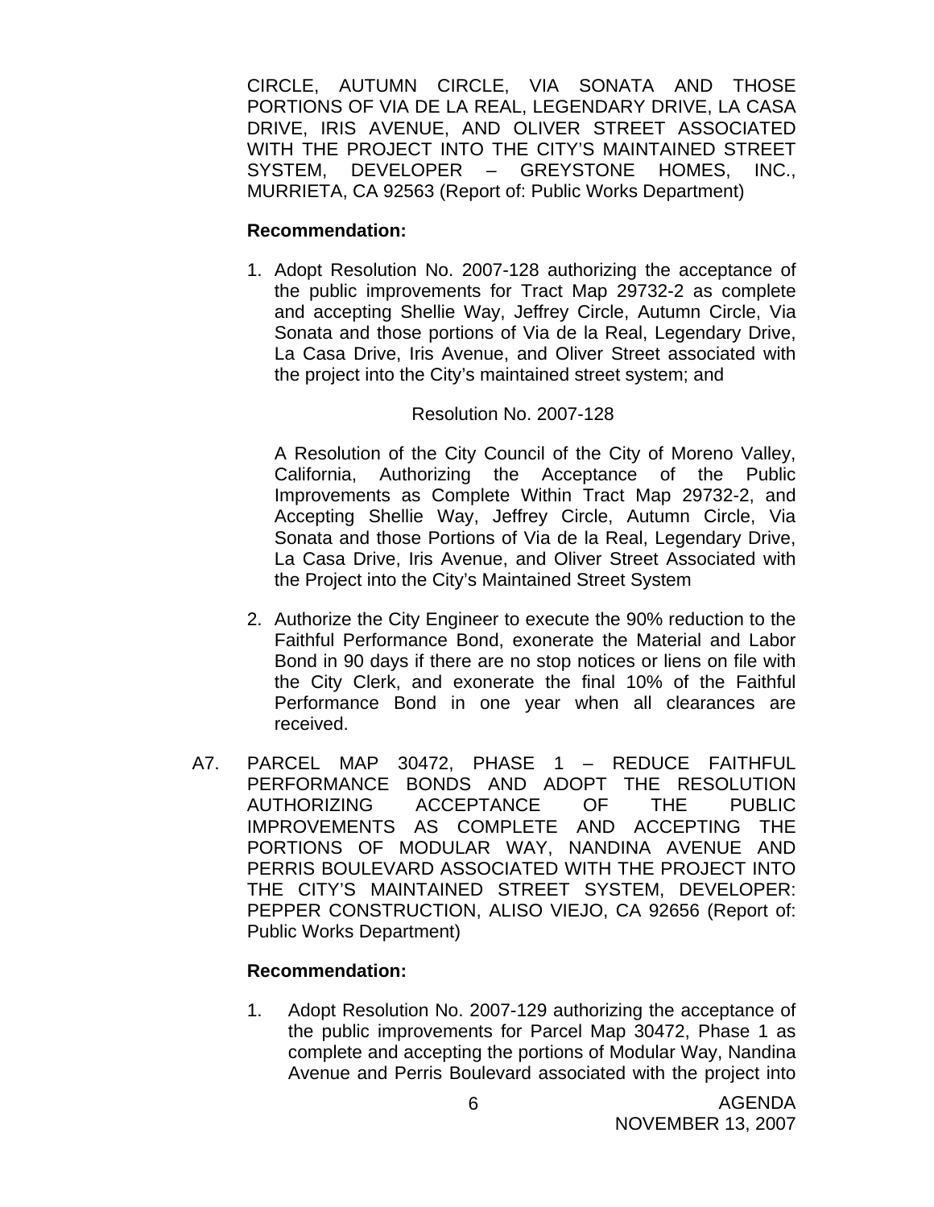CIRCLE, AUTUMN CIRCLE, VIA SONATA AND THOSE PORTIONS OF VIA DE LA REAL, LEGENDARY DRIVE, LA CASA DRIVE, IRIS AVENUE, AND OLIVER STREET ASSOCIATED WITH THE PROJECT INTO THE CITY'S MAINTAINED STREET SYSTEM, DEVELOPER – GREYSTONE HOMES, INC., MURRIETA, CA 92563 (Report of: Public Works Department)

**Recommendation:**

1. Adopt Resolution No. 2007-128 authorizing the acceptance of the public improvements for Tract Map 29732-2 as complete and accepting Shellie Way, Jeffrey Circle, Autumn Circle, Via Sonata and those portions of Via de la Real, Legendary Drive, La Casa Drive, Iris Avenue, and Oliver Street associated with the project into the City's maintained street system; and

   Resolution No. 2007-128

   A Resolution of the City Council of the City of Moreno Valley, California, Authorizing the Acceptance of the Public Improvements as Complete Within Tract Map 29732-2, and Accepting Shellie Way, Jeffrey Circle, Autumn Circle, Via Sonata and those Portions of Via de la Real, Legendary Drive, La Casa Drive, Iris Avenue, and Oliver Street Associated with the Project into the City's Maintained Street System

2. Authorize the City Engineer to execute the 90% reduction to the Faithful Performance Bond, exonerate the Material and Labor Bond in 90 days if there are no stop notices or liens on file with the City Clerk, and exonerate the final 10% of the Faithful Performance Bond in one year when all clearances are received.

A7. PARCEL MAP 30472, PHASE 1 – REDUCE FAITHFUL PERFORMANCE BONDS AND ADOPT THE RESOLUTION AUTHORIZING ACCEPTANCE OF THE PUBLIC IMPROVEMENTS AS COMPLETE AND ACCEPTING THE PORTIONS OF MODULAR WAY, NANDINA AVENUE AND PERRIS BOULEVARD ASSOCIATED WITH THE PROJECT INTO THE CITY'S MAINTAINED STREET SYSTEM, DEVELOPER: PEPPER CONSTRUCTION, ALISO VIEJO, CA 92656 (Report of: Public Works Department)

**Recommendation:**

1. Adopt Resolution No. 2007-129 authorizing the acceptance of the public improvements for Parcel Map 30472, Phase 1 as complete and accepting the portions of Modular Way, Nandina Avenue and Perris Boulevard associated with the project into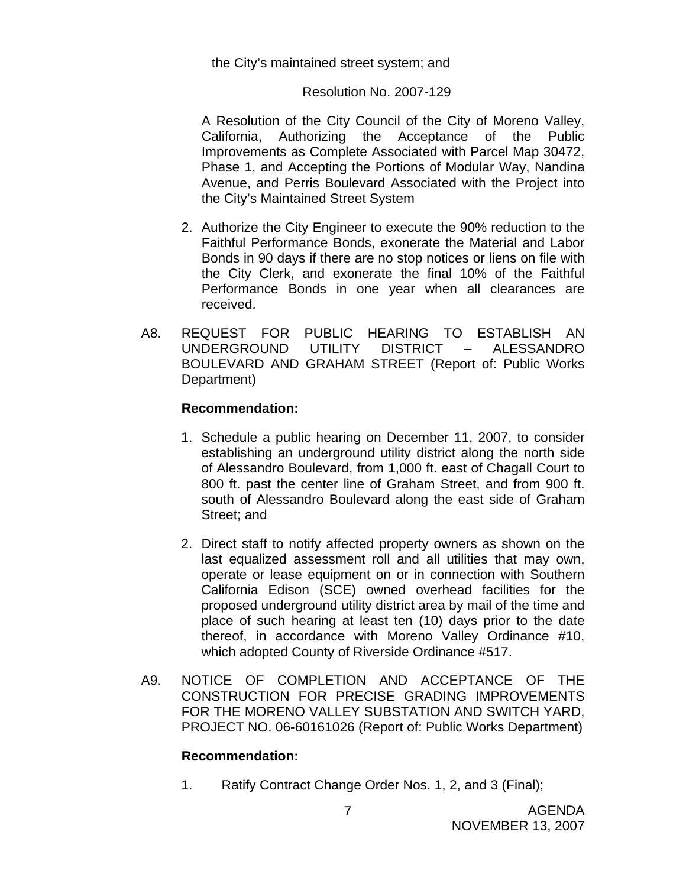the City's maintained street system; and

Resolution No. 2007-129

A Resolution of the City Council of the City of Moreno Valley, California, Authorizing the Acceptance of the Public Improvements as Complete Associated with Parcel Map 30472, Phase 1, and Accepting the Portions of Modular Way, Nandina Avenue, and Perris Boulevard Associated with the Project into the City's Maintained Street System

2. Authorize the City Engineer to execute the 90% reduction to the Faithful Performance Bonds, exonerate the Material and Labor Bonds in 90 days if there are no stop notices or liens on file with the City Clerk, and exonerate the final 10% of the Faithful Performance Bonds in one year when all clearances are received.

A8. REQUEST FOR PUBLIC HEARING TO ESTABLISH AN UNDERGROUND UTILITY DISTRICT – ALESSANDRO BOULEVARD AND GRAHAM STREET (Report of: Public Works Department)

**Recommendation:**

1. Schedule a public hearing on December 11, 2007, to consider establishing an underground utility district along the north side of Alessandro Boulevard, from 1,000 ft. east of Chagall Court to 800 ft. past the center line of Graham Street, and from 900 ft. south of Alessandro Boulevard along the east side of Graham Street; and

2. Direct staff to notify affected property owners as shown on the last equalized assessment roll and all utilities that may own, operate or lease equipment on or in connection with Southern California Edison (SCE) owned overhead facilities for the proposed underground utility district area by mail of the time and place of such hearing at least ten (10) days prior to the date thereof, in accordance with Moreno Valley Ordinance #10, which adopted County of Riverside Ordinance #517.

A9. NOTICE OF COMPLETION AND ACCEPTANCE OF THE CONSTRUCTION FOR PRECISE GRADING IMPROVEMENTS FOR THE MORENO VALLEY SUBSTATION AND SWITCH YARD, PROJECT NO. 06-60161026 (Report of: Public Works Department)

**Recommendation:**

1. Ratify Contract Change Order Nos. 1, 2, and 3 (Final);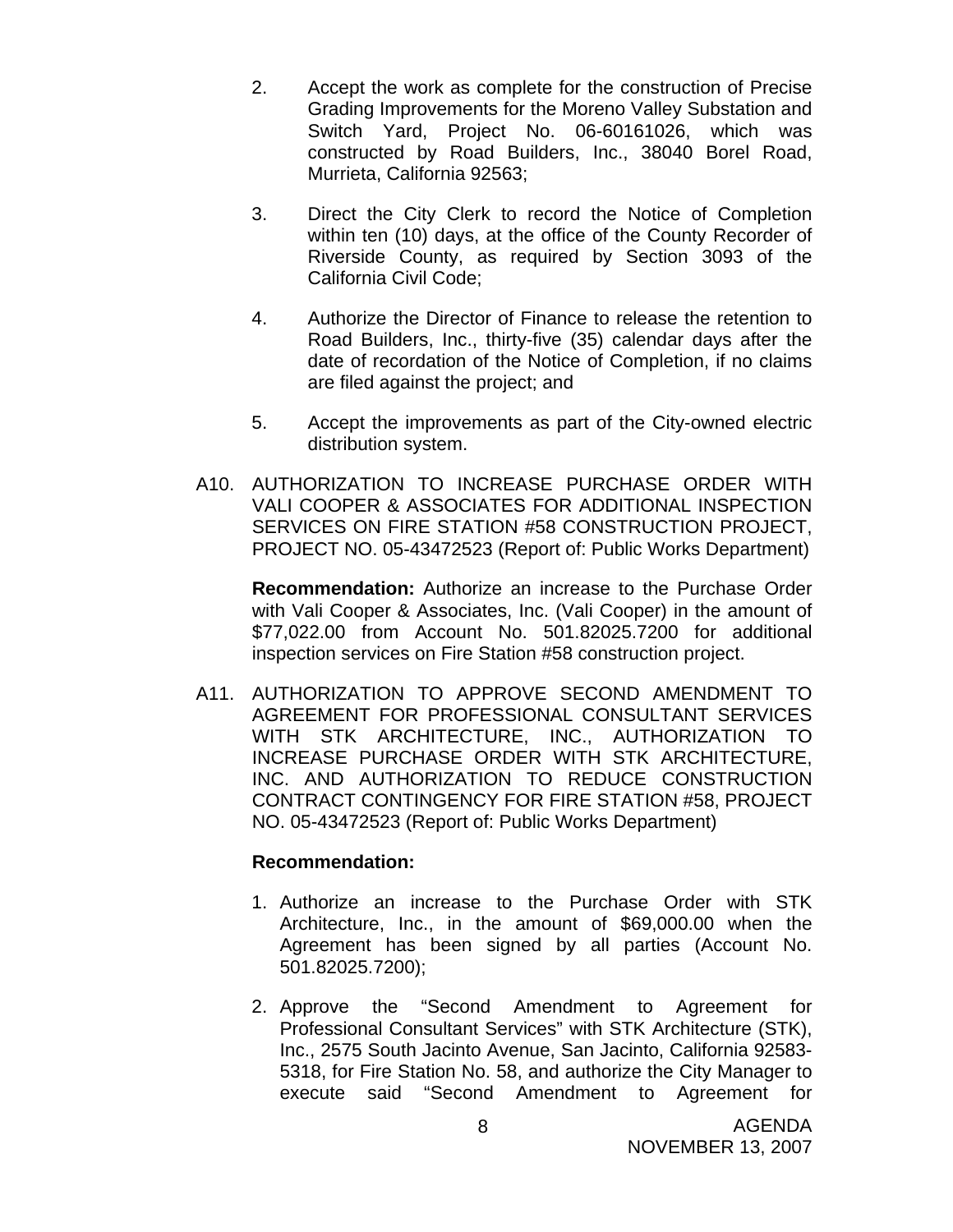2. Accept the work as complete for the construction of Precise Grading Improvements for the Moreno Valley Substation and Switch Yard, Project No. 06-60161026, which was constructed by Road Builders, Inc., 38040 Borel Road, Murrieta, California 92563;

3. Direct the City Clerk to record the Notice of Completion within ten (10) days, at the office of the County Recorder of Riverside County, as required by Section 3093 of the California Civil Code;

4. Authorize the Director of Finance to release the retention to Road Builders, Inc., thirty-five (35) calendar days after the date of recordation of the Notice of Completion, if no claims are filed against the project; and

5. Accept the improvements as part of the City-owned electric distribution system.

A10. AUTHORIZATION TO INCREASE PURCHASE ORDER WITH VALI COOPER & ASSOCIATES FOR ADDITIONAL INSPECTION SERVICES ON FIRE STATION #58 CONSTRUCTION PROJECT, PROJECT NO. 05-43472523 (Report of: Public Works Department)

**Recommendation:** Authorize an increase to the Purchase Order with Vali Cooper & Associates, Inc. (Vali Cooper) in the amount of $77,022.00 from Account No. 501.82025.7200 for additional inspection services on Fire Station #58 construction project.

A11. AUTHORIZATION TO APPROVE SECOND AMENDMENT TO AGREEMENT FOR PROFESSIONAL CONSULTANT SERVICES WITH STK ARCHITECTURE, INC., AUTHORIZATION TO INCREASE PURCHASE ORDER WITH STK ARCHITECTURE, INC. AND AUTHORIZATION TO REDUCE CONSTRUCTION CONTRACT CONTINGENCY FOR FIRE STATION #58, PROJECT NO. 05-43472523 (Report of: Public Works Department)

**Recommendation:**

1. Authorize an increase to the Purchase Order with STK Architecture, Inc., in the amount of $69,000.00 when the Agreement has been signed by all parties (Account No. 501.82025.7200);

2. Approve the "Second Amendment to Agreement for Professional Consultant Services" with STK Architecture (STK), Inc., 2575 South Jacinto Avenue, San Jacinto, California 92583-5318, for Fire Station No. 58, and authorize the City Manager to execute said "Second Amendment to Agreement for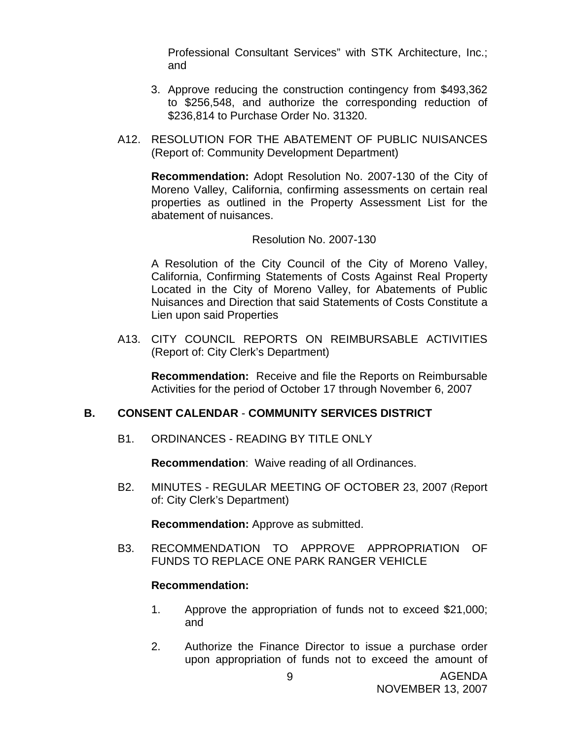Professional Consultant Services" with STK Architecture, Inc.; and

3. Approve reducing the construction contingency from $493,362 to $256,548, and authorize the corresponding reduction of $236,814 to Purchase Order No. 31320.

A12. RESOLUTION FOR THE ABATEMENT OF PUBLIC NUISANCES (Report of: Community Development Department)

**Recommendation:** Adopt Resolution No. 2007-130 of the City of Moreno Valley, California, confirming assessments on certain real properties as outlined in the Property Assessment List for the abatement of nuisances.

Resolution No. 2007-130

A Resolution of the City Council of the City of Moreno Valley, California, Confirming Statements of Costs Against Real Property Located in the City of Moreno Valley, for Abatements of Public Nuisances and Direction that said Statements of Costs Constitute a Lien upon said Properties

A13. CITY COUNCIL REPORTS ON REIMBURSABLE ACTIVITIES (Report of: City Clerk's Department)

**Recommendation:** Receive and file the Reports on Reimbursable Activities for the period of October 17 through November 6, 2007

## B. CONSENT CALENDAR - COMMUNITY SERVICES DISTRICT

B1. ORDINANCES - READING BY TITLE ONLY

**Recommendation**: Waive reading of all Ordinances.

B2. MINUTES - REGULAR MEETING OF OCTOBER 23, 2007 (Report of: City Clerk's Department)

**Recommendation:** Approve as submitted.

B3. RECOMMENDATION TO APPROVE APPROPRIATION OF FUNDS TO REPLACE ONE PARK RANGER VEHICLE

**Recommendation:**

1. Approve the appropriation of funds not to exceed $21,000; and

2. Authorize the Finance Director to issue a purchase order upon appropriation of funds not to exceed the amount of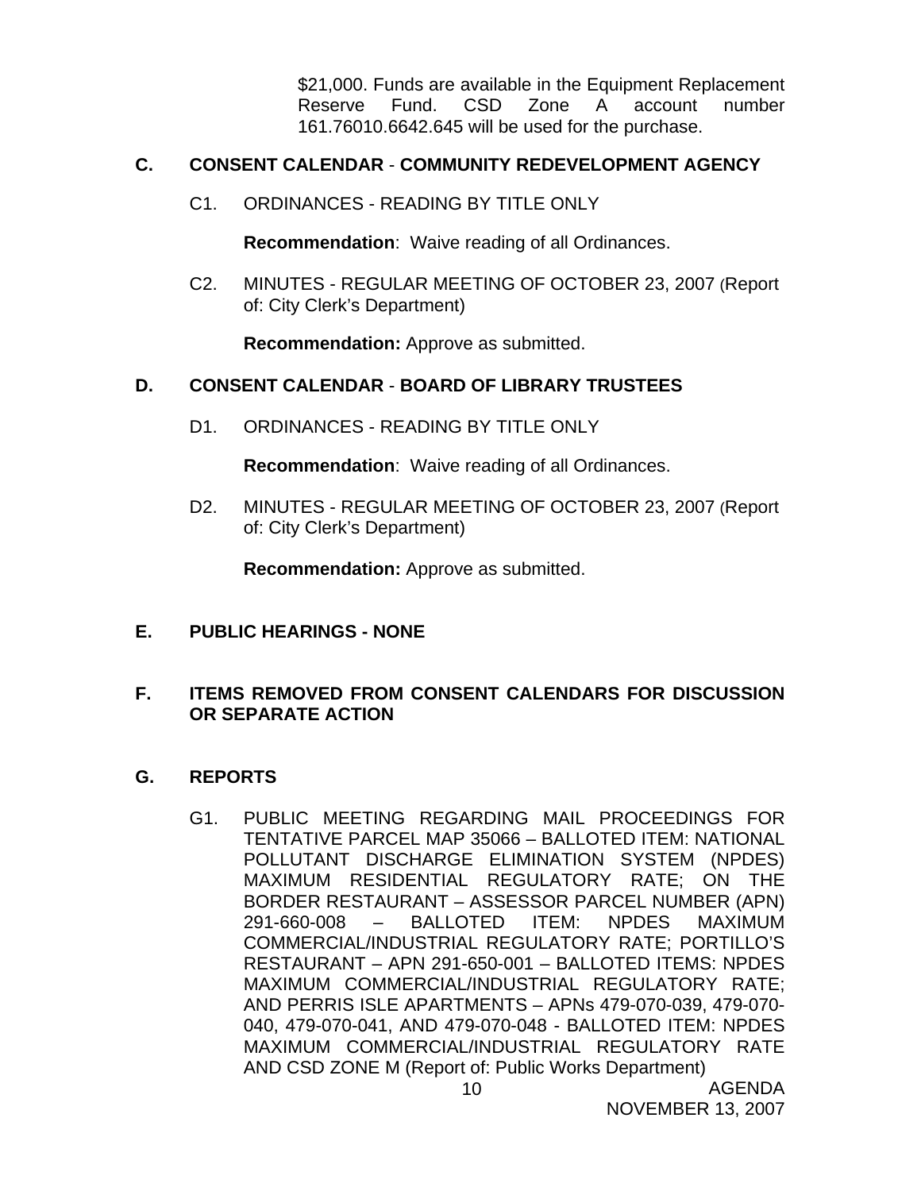$21,000. Funds are available in the Equipment Replacement Reserve Fund. CSD Zone A account number 161.76010.6642.645 will be used for the purchase.

## C. CONSENT CALENDAR - COMMUNITY REDEVELOPMENT AGENCY

C1. ORDINANCES - READING BY TITLE ONLY

**Recommendation**: Waive reading of all Ordinances.

C2. MINUTES - REGULAR MEETING OF OCTOBER 23, 2007 (Report of: City Clerk's Department)

**Recommendation:** Approve as submitted.

## D. CONSENT CALENDAR - BOARD OF LIBRARY TRUSTEES

D1. ORDINANCES - READING BY TITLE ONLY

**Recommendation**: Waive reading of all Ordinances.

D2. MINUTES - REGULAR MEETING OF OCTOBER 23, 2007 (Report of: City Clerk's Department)

**Recommendation:** Approve as submitted.

## E. PUBLIC HEARINGS - NONE

## F. ITEMS REMOVED FROM CONSENT CALENDARS FOR DISCUSSION OR SEPARATE ACTION

## G. REPORTS

G1. PUBLIC MEETING REGARDING MAIL PROCEEDINGS FOR TENTATIVE PARCEL MAP 35066 – BALLOTED ITEM: NATIONAL POLLUTANT DISCHARGE ELIMINATION SYSTEM (NPDES) MAXIMUM RESIDENTIAL REGULATORY RATE; ON THE BORDER RESTAURANT – ASSESSOR PARCEL NUMBER (APN) 291-660-008 – BALLOTED ITEM: NPDES MAXIMUM COMMERCIAL/INDUSTRIAL REGULATORY RATE; PORTILLO'S RESTAURANT – APN 291-650-001 – BALLOTED ITEMS: NPDES MAXIMUM COMMERCIAL/INDUSTRIAL REGULATORY RATE; AND PERRIS ISLE APARTMENTS – APNs 479-070-039, 479-070-040, 479-070-041, AND 479-070-048 - BALLOTED ITEM: NPDES MAXIMUM COMMERCIAL/INDUSTRIAL REGULATORY RATE AND CSD ZONE M (Report of: Public Works Department)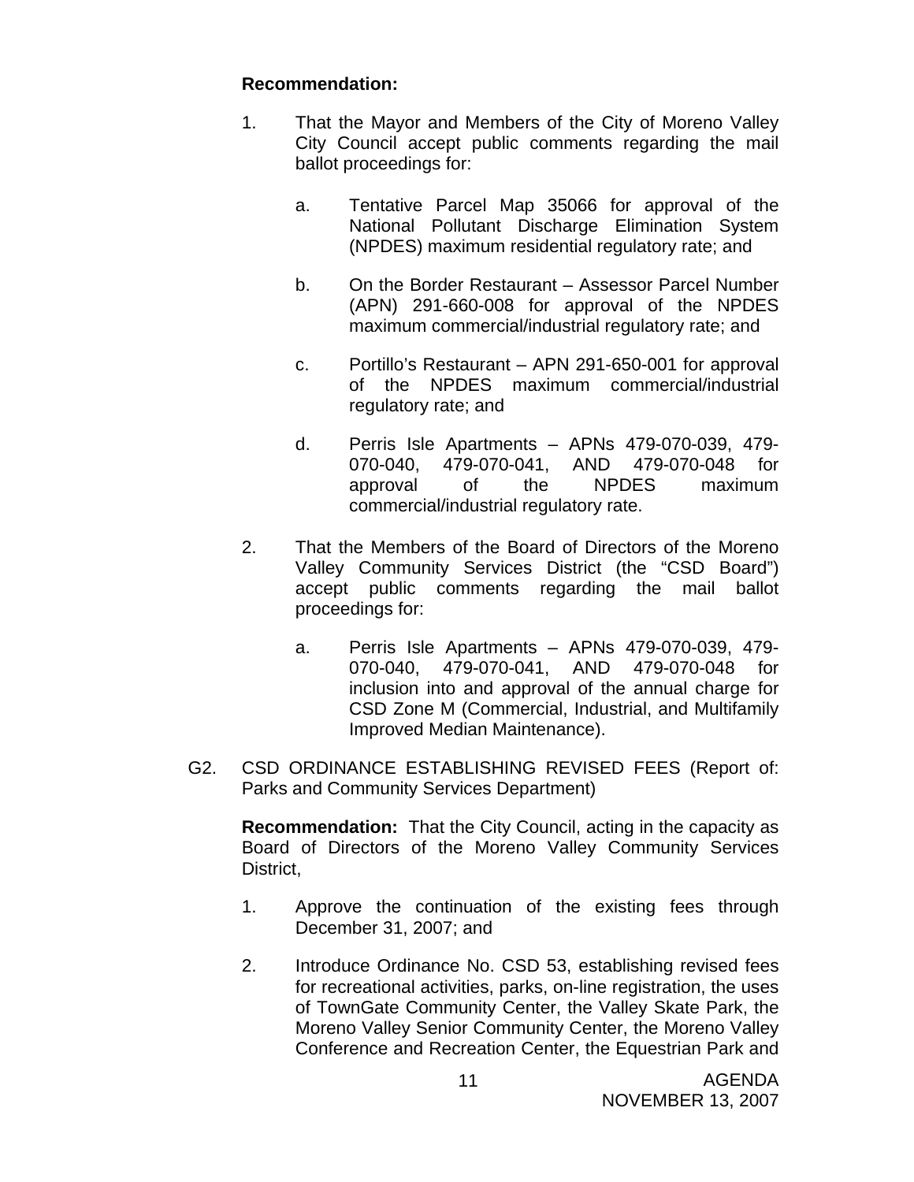**Recommendation:**

1. That the Mayor and Members of the City of Moreno Valley City Council accept public comments regarding the mail ballot proceedings for:

    a. Tentative Parcel Map 35066 for approval of the National Pollutant Discharge Elimination System (NPDES) maximum residential regulatory rate; and

    b. On the Border Restaurant – Assessor Parcel Number (APN) 291-660-008 for approval of the NPDES maximum commercial/industrial regulatory rate; and

    c. Portillo's Restaurant – APN 291-650-001 for approval of the NPDES maximum commercial/industrial regulatory rate; and

    d. Perris Isle Apartments – APNs 479-070-039, 479-070-040, 479-070-041, AND 479-070-048 for approval of the NPDES maximum commercial/industrial regulatory rate.

2. That the Members of the Board of Directors of the Moreno Valley Community Services District (the "CSD Board") accept public comments regarding the mail ballot proceedings for:

    a. Perris Isle Apartments – APNs 479-070-039, 479-070-040, 479-070-041, AND 479-070-048 for inclusion into and approval of the annual charge for CSD Zone M (Commercial, Industrial, and Multifamily Improved Median Maintenance).

G2. CSD ORDINANCE ESTABLISHING REVISED FEES (Report of: Parks and Community Services Department)

**Recommendation:** That the City Council, acting in the capacity as Board of Directors of the Moreno Valley Community Services District,

1. Approve the continuation of the existing fees through December 31, 2007; and

2. Introduce Ordinance No. CSD 53, establishing revised fees for recreational activities, parks, on-line registration, the uses of TownGate Community Center, the Valley Skate Park, the Moreno Valley Senior Community Center, the Moreno Valley Conference and Recreation Center, the Equestrian Park and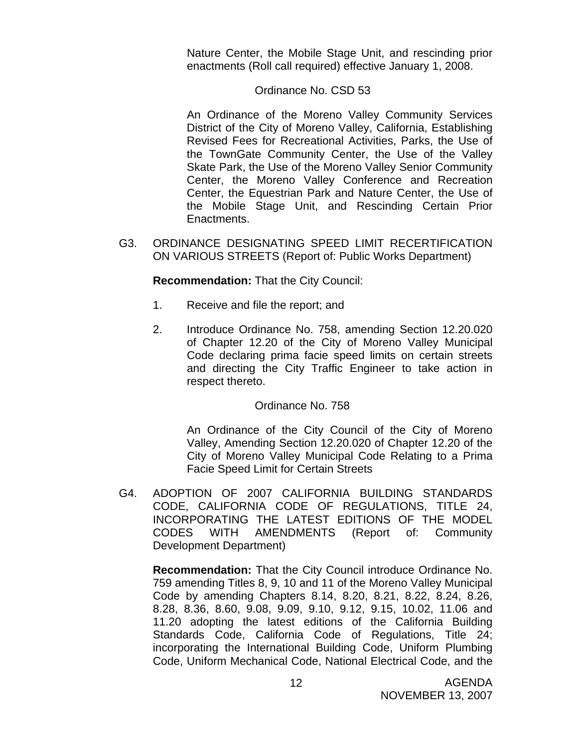Nature Center, the Mobile Stage Unit, and rescinding prior enactments (Roll call required) effective January 1, 2008.

Ordinance No. CSD 53

An Ordinance of the Moreno Valley Community Services District of the City of Moreno Valley, California, Establishing Revised Fees for Recreational Activities, Parks, the Use of the TownGate Community Center, the Use of the Valley Skate Park, the Use of the Moreno Valley Senior Community Center, the Moreno Valley Conference and Recreation Center, the Equestrian Park and Nature Center, the Use of the Mobile Stage Unit, and Rescinding Certain Prior Enactments.

G3. ORDINANCE DESIGNATING SPEED LIMIT RECERTIFICATION ON VARIOUS STREETS (Report of: Public Works Department)

**Recommendation:** That the City Council:

1. Receive and file the report; and

2. Introduce Ordinance No. 758, amending Section 12.20.020 of Chapter 12.20 of the City of Moreno Valley Municipal Code declaring prima facie speed limits on certain streets and directing the City Traffic Engineer to take action in respect thereto.

Ordinance No. 758

An Ordinance of the City Council of the City of Moreno Valley, Amending Section 12.20.020 of Chapter 12.20 of the City of Moreno Valley Municipal Code Relating to a Prima Facie Speed Limit for Certain Streets

G4. ADOPTION OF 2007 CALIFORNIA BUILDING STANDARDS CODE, CALIFORNIA CODE OF REGULATIONS, TITLE 24, INCORPORATING THE LATEST EDITIONS OF THE MODEL CODES WITH AMENDMENTS (Report of: Community Development Department)

**Recommendation:** That the City Council introduce Ordinance No. 759 amending Titles 8, 9, 10 and 11 of the Moreno Valley Municipal Code by amending Chapters 8.14, 8.20, 8.21, 8.22, 8.24, 8.26, 8.28, 8.36, 8.60, 9.08, 9.09, 9.10, 9.12, 9.15, 10.02, 11.06 and 11.20 adopting the latest editions of the California Building Standards Code, California Code of Regulations, Title 24; incorporating the International Building Code, Uniform Plumbing Code, Uniform Mechanical Code, National Electrical Code, and the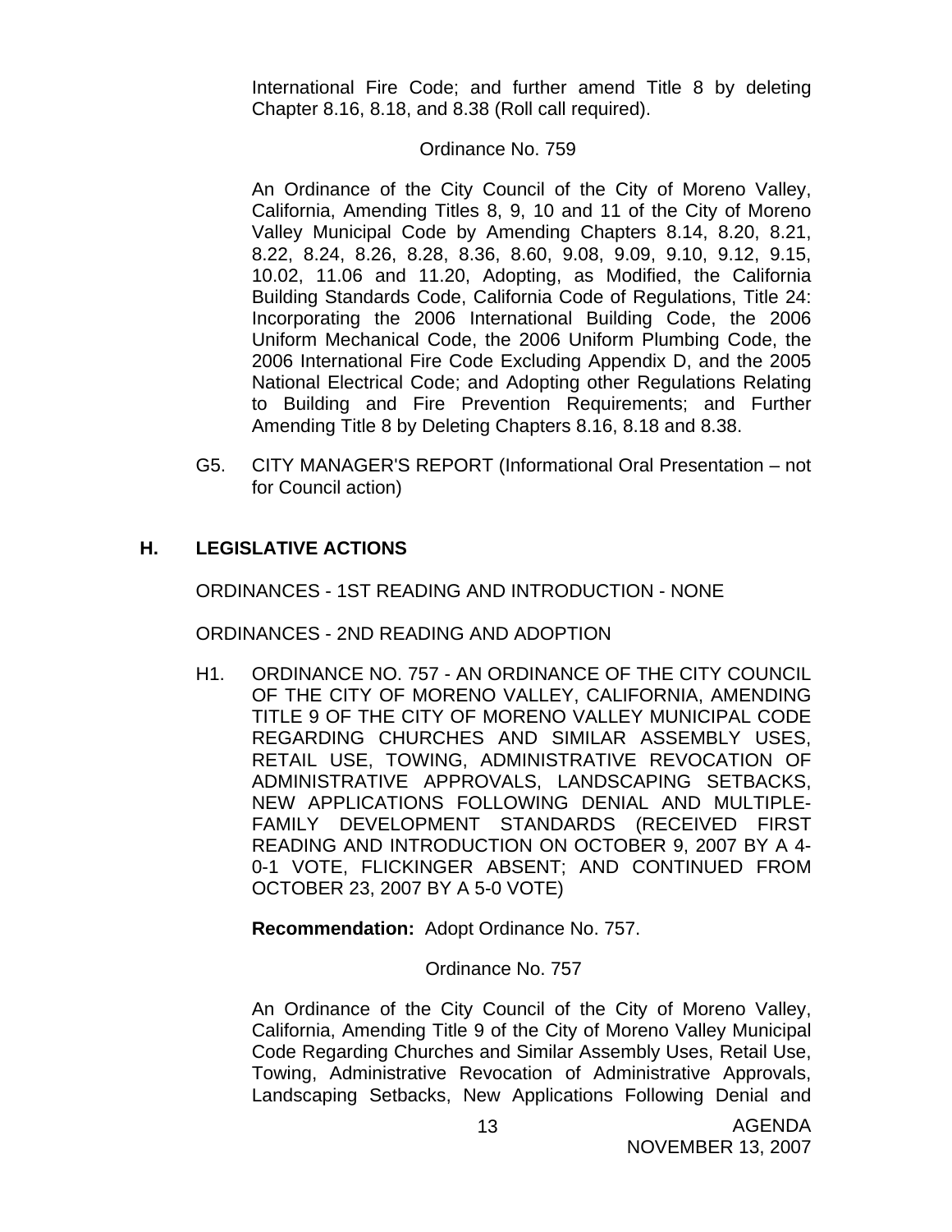International Fire Code; and further amend Title 8 by deleting Chapter 8.16, 8.18, and 8.38 (Roll call required).

Ordinance No. 759

An Ordinance of the City Council of the City of Moreno Valley, California, Amending Titles 8, 9, 10 and 11 of the City of Moreno Valley Municipal Code by Amending Chapters 8.14, 8.20, 8.21, 8.22, 8.24, 8.26, 8.28, 8.36, 8.60, 9.08, 9.09, 9.10, 9.12, 9.15, 10.02, 11.06 and 11.20, Adopting, as Modified, the California Building Standards Code, California Code of Regulations, Title 24: Incorporating the 2006 International Building Code, the 2006 Uniform Mechanical Code, the 2006 Uniform Plumbing Code, the 2006 International Fire Code Excluding Appendix D, and the 2005 National Electrical Code; and Adopting other Regulations Relating to Building and Fire Prevention Requirements; and Further Amending Title 8 by Deleting Chapters 8.16, 8.18 and 8.38.

G5. CITY MANAGER'S REPORT (Informational Oral Presentation – not for Council action)

## H. LEGISLATIVE ACTIONS

ORDINANCES - 1ST READING AND INTRODUCTION - NONE

ORDINANCES - 2ND READING AND ADOPTION

H1. ORDINANCE NO. 757 - AN ORDINANCE OF THE CITY COUNCIL OF THE CITY OF MORENO VALLEY, CALIFORNIA, AMENDING TITLE 9 OF THE CITY OF MORENO VALLEY MUNICIPAL CODE REGARDING CHURCHES AND SIMILAR ASSEMBLY USES, RETAIL USE, TOWING, ADMINISTRATIVE REVOCATION OF ADMINISTRATIVE APPROVALS, LANDSCAPING SETBACKS, NEW APPLICATIONS FOLLOWING DENIAL AND MULTIPLE-FAMILY DEVELOPMENT STANDARDS (RECEIVED FIRST READING AND INTRODUCTION ON OCTOBER 9, 2007 BY A 4-0-1 VOTE, FLICKINGER ABSENT; AND CONTINUED FROM OCTOBER 23, 2007 BY A 5-0 VOTE)

**Recommendation:** Adopt Ordinance No. 757.

Ordinance No. 757

An Ordinance of the City Council of the City of Moreno Valley, California, Amending Title 9 of the City of Moreno Valley Municipal Code Regarding Churches and Similar Assembly Uses, Retail Use, Towing, Administrative Revocation of Administrative Approvals, Landscaping Setbacks, New Applications Following Denial and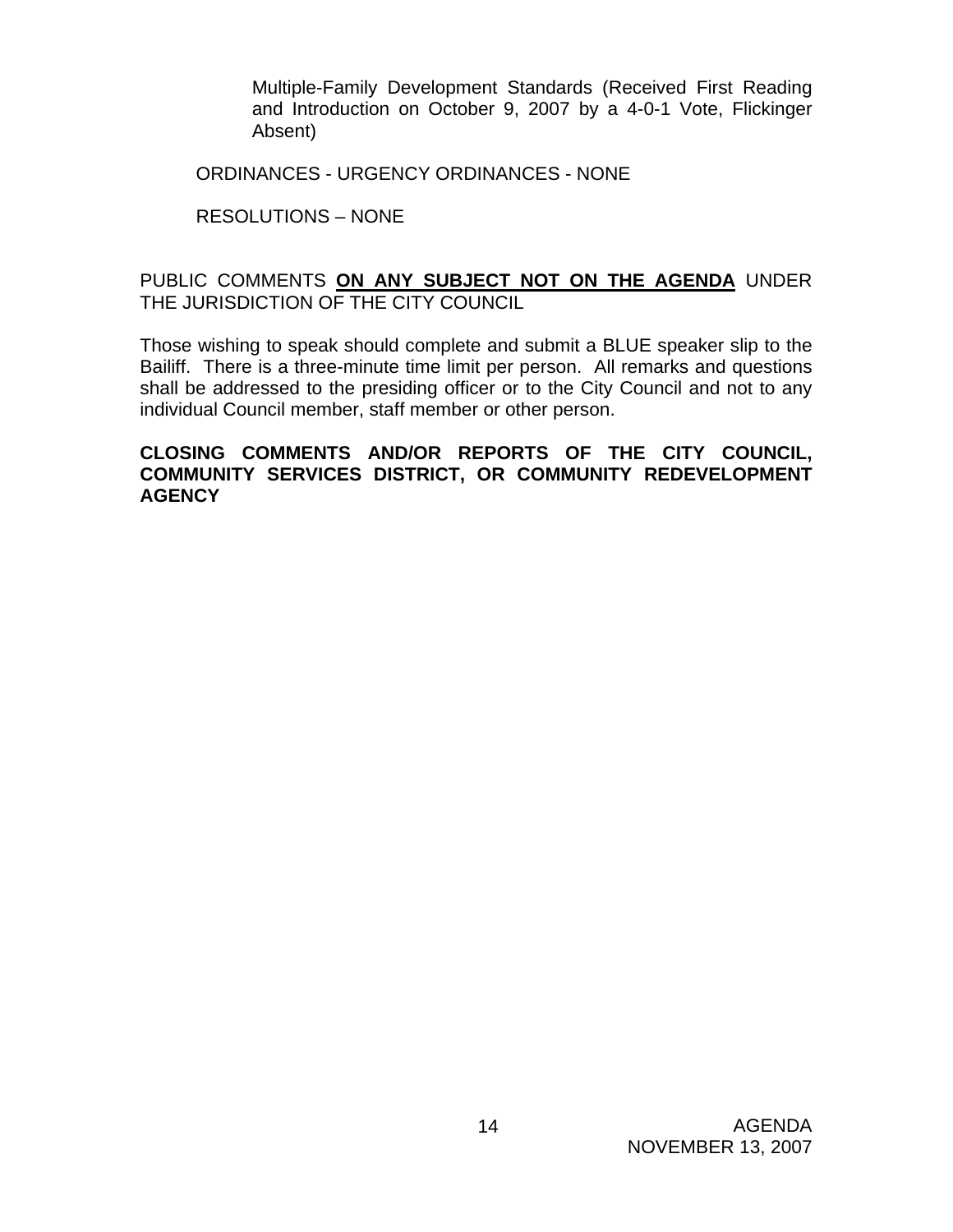Multiple-Family Development Standards (Received First Reading and Introduction on October 9, 2007 by a 4-0-1 Vote, Flickinger Absent)

ORDINANCES - URGENCY ORDINANCES - NONE

RESOLUTIONS – NONE

PUBLIC COMMENTS **ON ANY SUBJECT NOT ON THE AGENDA** UNDER THE JURISDICTION OF THE CITY COUNCIL

Those wishing to speak should complete and submit a BLUE speaker slip to the Bailiff. There is a three-minute time limit per person. All remarks and questions shall be addressed to the presiding officer or to the City Council and not to any individual Council member, staff member or other person.

**CLOSING COMMENTS AND/OR REPORTS OF THE CITY COUNCIL, COMMUNITY SERVICES DISTRICT, OR COMMUNITY REDEVELOPMENT AGENCY**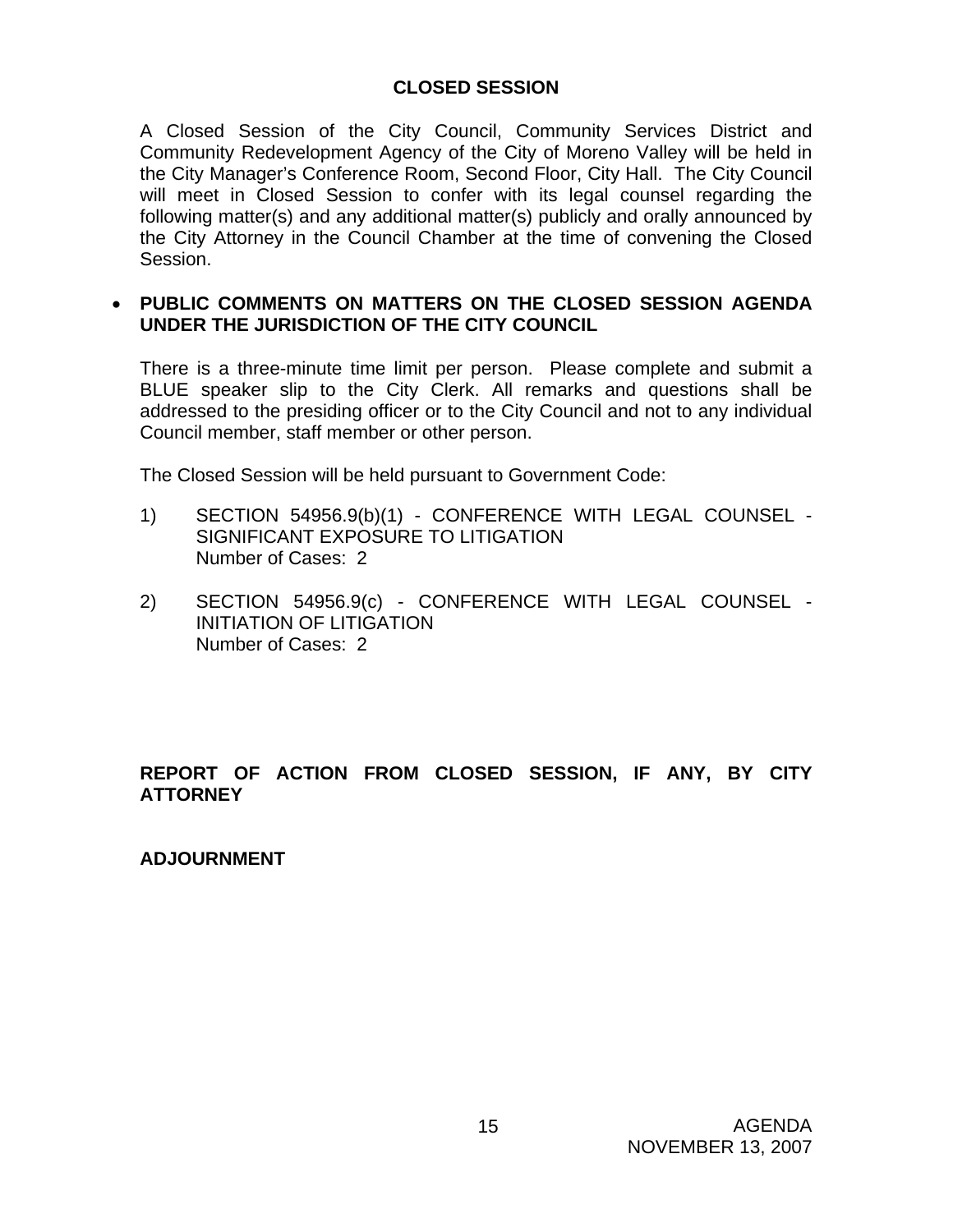## CLOSED SESSION

A Closed Session of the City Council, Community Services District and Community Redevelopment Agency of the City of Moreno Valley will be held in the City Manager's Conference Room, Second Floor, City Hall. The City Council will meet in Closed Session to confer with its legal counsel regarding the following matter(s) and any additional matter(s) publicly and orally announced by the City Attorney in the Council Chamber at the time of convening the Closed Session.

- **PUBLIC COMMENTS ON MATTERS ON THE CLOSED SESSION AGENDA UNDER THE JURISDICTION OF THE CITY COUNCIL**

  There is a three-minute time limit per person. Please complete and submit a BLUE speaker slip to the City Clerk. All remarks and questions shall be addressed to the presiding officer or to the City Council and not to any individual Council member, staff member or other person.

  The Closed Session will be held pursuant to Government Code:

  1) SECTION 54956.9(b)(1) - CONFERENCE WITH LEGAL COUNSEL - SIGNIFICANT EXPOSURE TO LITIGATION
     Number of Cases: 2

  2) SECTION 54956.9(c) - CONFERENCE WITH LEGAL COUNSEL - INITIATION OF LITIGATION
     Number of Cases: 2

**REPORT OF ACTION FROM CLOSED SESSION, IF ANY, BY CITY ATTORNEY**

**ADJOURNMENT**